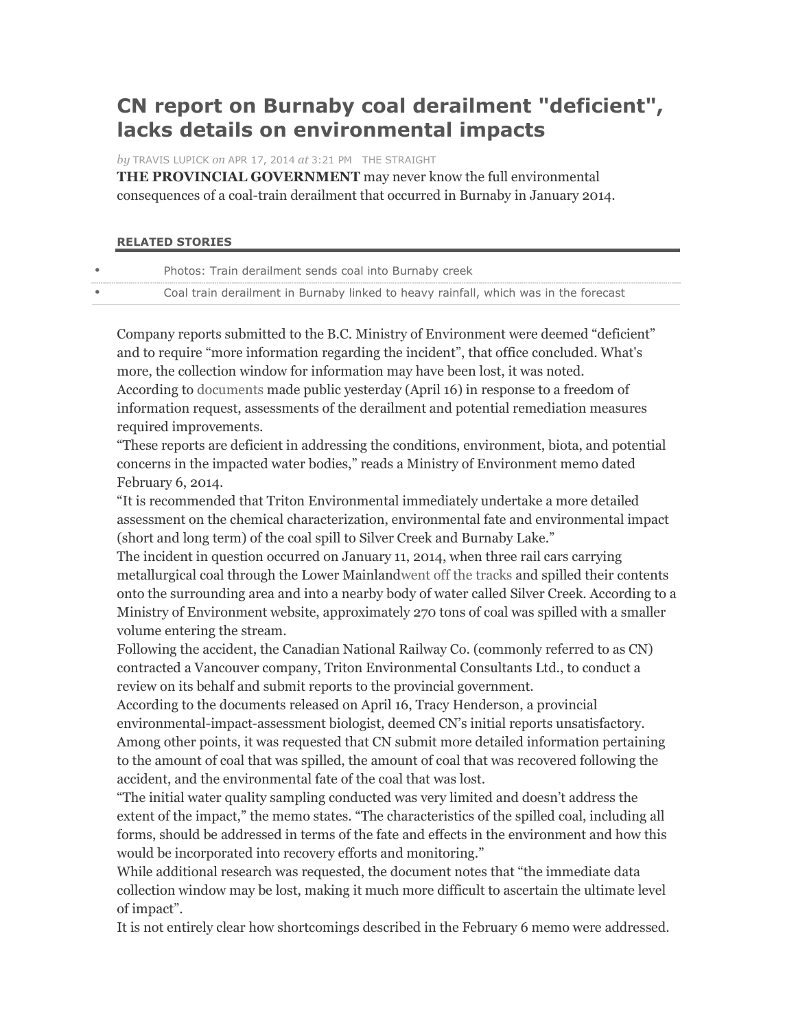# CN report on Burnaby coal derailment "deficient", lacks details on environmental impacts

*by* TRAVIS LUPICK *on* APR 17, 2014 *at* 3:21 PM THE STRAIGHT

**THE PROVINCIAL GOVERNMENT** may never know the full environmental consequences of a coal-train derailment that occurred in Burnaby in January 2014.

**RELATED STORIES**

- Photos: Train derailment sends coal into Burnaby creek
- Coal train derailment in Burnaby linked to heavy rainfall, which was in the forecast

Company reports submitted to the B.C. Ministry of Environment were deemed "deficient" and to require "more information regarding the incident", that office concluded. What's more, the collection window for information may have been lost, it was noted.

According to documents made public yesterday (April 16) in response to a freedom of information request, assessments of the derailment and potential remediation measures required improvements.

"These reports are deficient in addressing the conditions, environment, biota, and potential concerns in the impacted water bodies," reads a Ministry of Environment memo dated February 6, 2014.

"It is recommended that Triton Environmental immediately undertake a more detailed assessment on the chemical characterization, environmental fate and environmental impact (short and long term) of the coal spill to Silver Creek and Burnaby Lake."

The incident in question occurred on January 11, 2014, when three rail cars carrying metallurgical coal through the Lower Mainlandwent off the tracks and spilled their contents onto the surrounding area and into a nearby body of water called Silver Creek. According to a Ministry of Environment website, approximately 270 tons of coal was spilled with a smaller volume entering the stream.

Following the accident, the Canadian National Railway Co. (commonly referred to as CN) contracted a Vancouver company, Triton Environmental Consultants Ltd., to conduct a review on its behalf and submit reports to the provincial government.

According to the documents released on April 16, Tracy Henderson, a provincial environmental-impact-assessment biologist, deemed CN's initial reports unsatisfactory. Among other points, it was requested that CN submit more detailed information pertaining to the amount of coal that was spilled, the amount of coal that was recovered following the accident, and the environmental fate of the coal that was lost.

"The initial water quality sampling conducted was very limited and doesn't address the extent of the impact," the memo states. "The characteristics of the spilled coal, including all forms, should be addressed in terms of the fate and effects in the environment and how this would be incorporated into recovery efforts and monitoring."

While additional research was requested, the document notes that "the immediate data collection window may be lost, making it much more difficult to ascertain the ultimate level of impact".

It is not entirely clear how shortcomings described in the February 6 memo were addressed.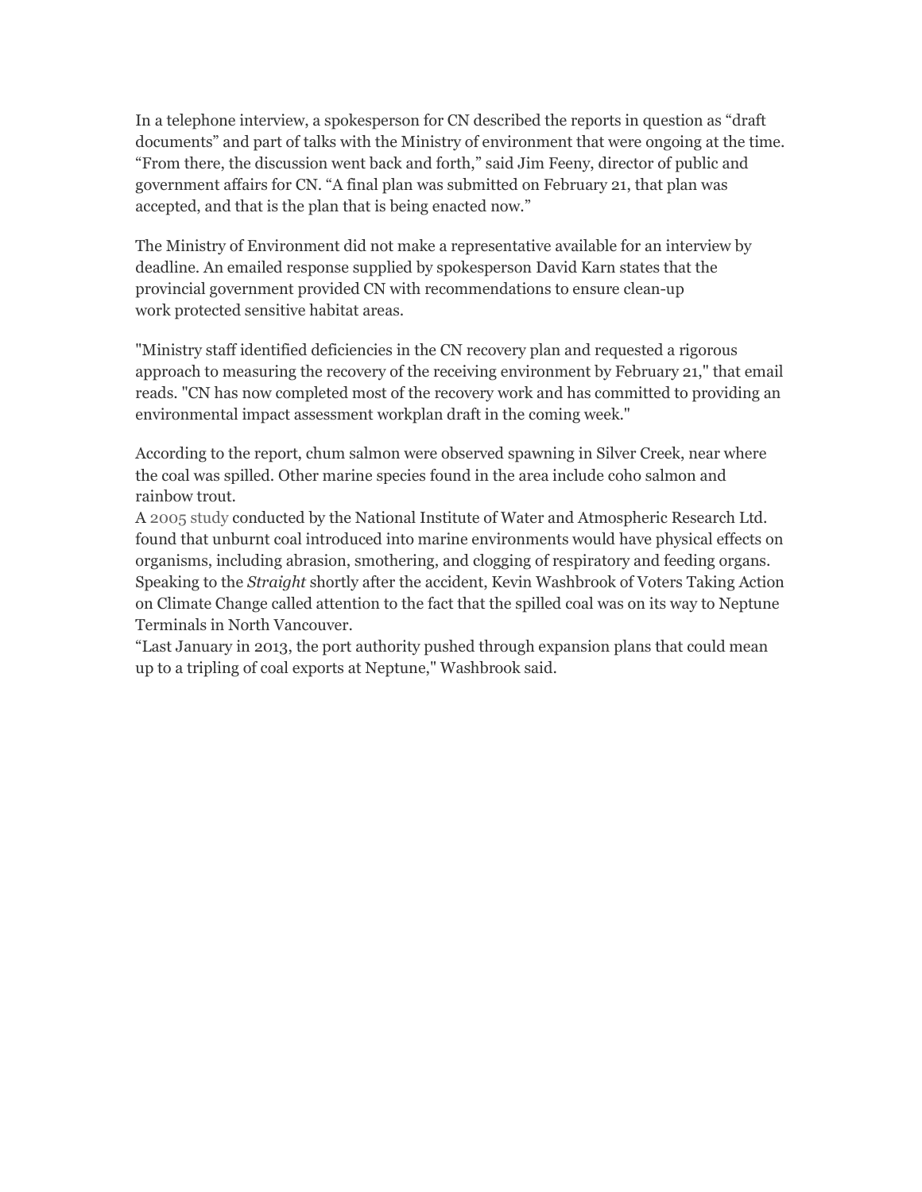In a telephone interview, a spokesperson for CN described the reports in question as "draft documents" and part of talks with the Ministry of environment that were ongoing at the time. "From there, the discussion went back and forth," said Jim Feeny, director of public and government affairs for CN. "A final plan was submitted on February 21, that plan was accepted, and that is the plan that is being enacted now."

The Ministry of Environment did not make a representative available for an interview by deadline. An emailed response supplied by spokesperson David Karn states that the provincial government provided CN with recommendations to ensure clean-up work protected sensitive habitat areas.

"Ministry staff identified deficiencies in the CN recovery plan and requested a rigorous approach to measuring the recovery of the receiving environment by February 21," that email reads. "CN has now completed most of the recovery work and has committed to providing an environmental impact assessment workplan draft in the coming week."

According to the report, chum salmon were observed spawning in Silver Creek, near where the coal was spilled. Other marine species found in the area include coho salmon and rainbow trout.

A 2005 study conducted by the National Institute of Water and Atmospheric Research Ltd. found that unburnt coal introduced into marine environments would have physical effects on organisms, including abrasion, smothering, and clogging of respiratory and feeding organs.

Speaking to the *Straight* shortly after the accident, Kevin Washbrook of Voters Taking Action on Climate Change called attention to the fact that the spilled coal was on its way to Neptune Terminals in North Vancouver.

"Last January in 2013, the port authority pushed through expansion plans that could mean up to a tripling of coal exports at Neptune," Washbrook said.